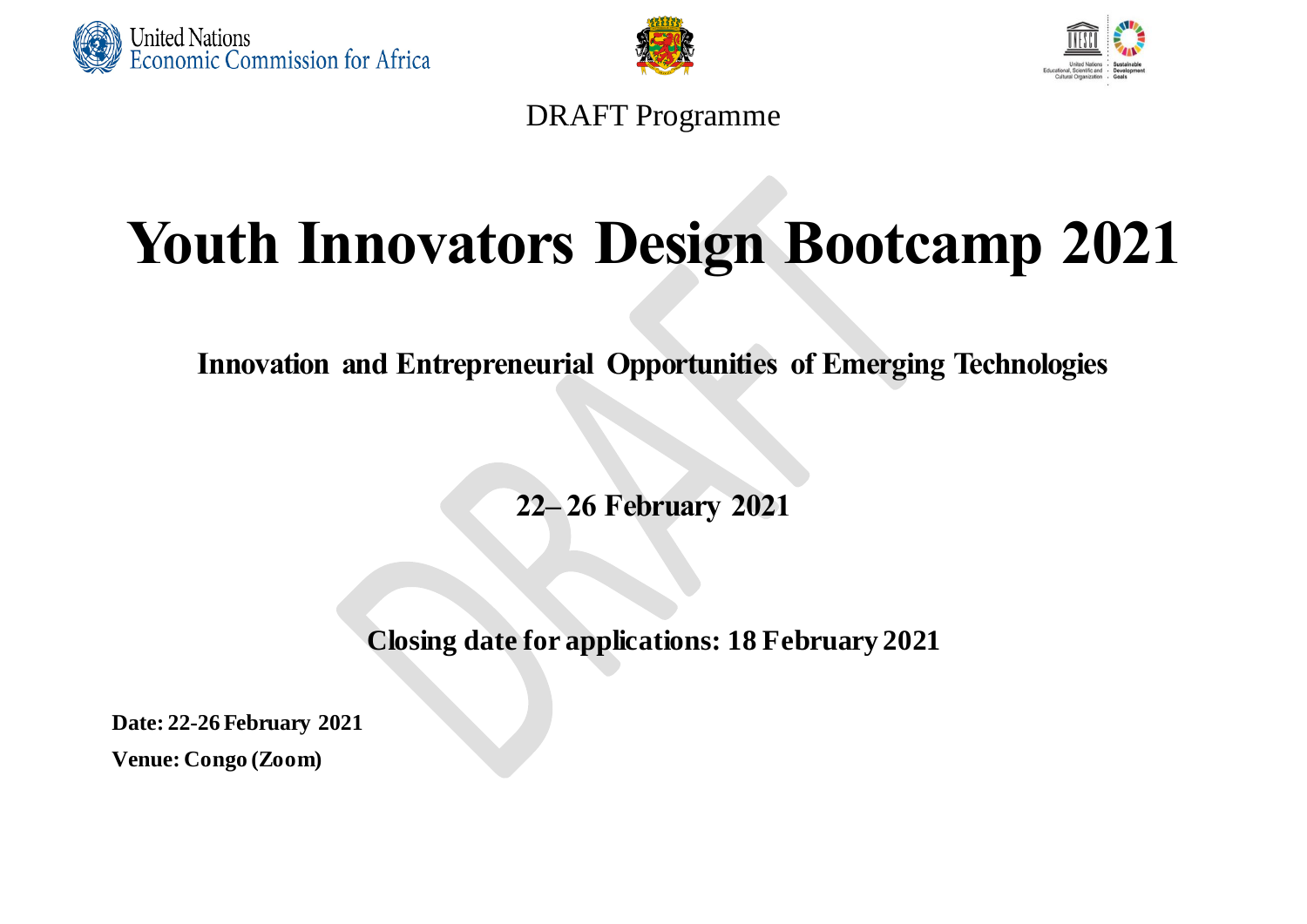DRAFT Programme

# Youth Innovators Design Bootcamp 2021

## Innovation and Entrepreneurial Opportunities of Emerging Technologies

**22– 26 February 2021**

**Closing date for applications: 18 February 2021**

**Date: 22-26 February 2021**

**Venue: Congo (Zoom)**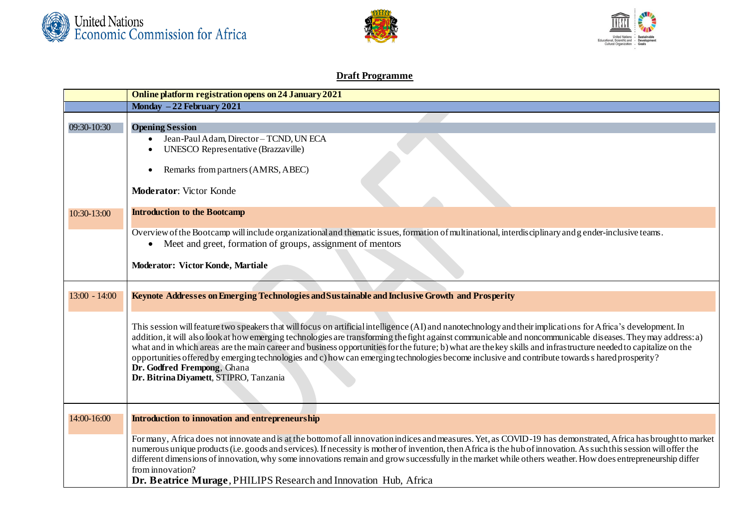## Draft Programme

| | Online platform registration opens on 24 January 2021 |
|---|---|
| | **Monday – 22 February 2021** |
| 09:30-10:30 | **Opening Session**<br>• Jean-Paul Adam, Director – TCND, UN ECA<br>• UNESCO Representative (Brazzaville)<br>• Remarks from partners (AMRS, ABEC)<br><br>**Moderator**: Victor Konde |
| 10:30-13:00 | **Introduction to the Bootcamp**<br><br>Overview of the Bootcamp will include organizational and thematic issues, formation of multinational, interdisciplinary and g ender-inclusive teams.<br>• Meet and greet, formation of groups, assignment of mentors<br><br>**Moderator: Victor Konde, Martiale** |
| 13:00 - 14:00 | **Keynote Addresses on Emerging Technologies and Sustainable and Inclusive Growth and Prosperity**<br><br>This session will feature two speakers that will focus on artificial intelligence (AI) and nanotechnology and their implications for Africa's development. In addition, it will also look at how emerging technologies are transforming the fight against communicable and noncommunicable diseases. They may address: a) what and in which areas are the main career and business opportunities for the future; b) what are the key skills and infrastructure needed to capitalize on the opportunities offered by emerging technologies and c) how can emerging technologies become inclusive and contribute towards s hared prosperity?<br>**Dr. Godfred Frempong**, Ghana<br>**Dr. Bitrina Diyamett**, STIPRO, Tanzania |
| 14:00-16:00 | **Introduction to innovation and entrepreneurship**<br><br>For many, Africa does not innovate and is at the bottom of all innovation indices and measures. Yet, as COVID-19 has demonstrated, Africa has brought to market numerous unique products (i.e. goods and services). If necessity is mother of invention, then Africa is the hub of innovation. As such this session will offer the different dimensions of innovation, why some innovations remain and grow successfully in the market while others weather. How does entrepreneurship differ from innovation?<br>**Dr. Beatrice Murage**, PHILIPS Research and Innovation Hub, Africa |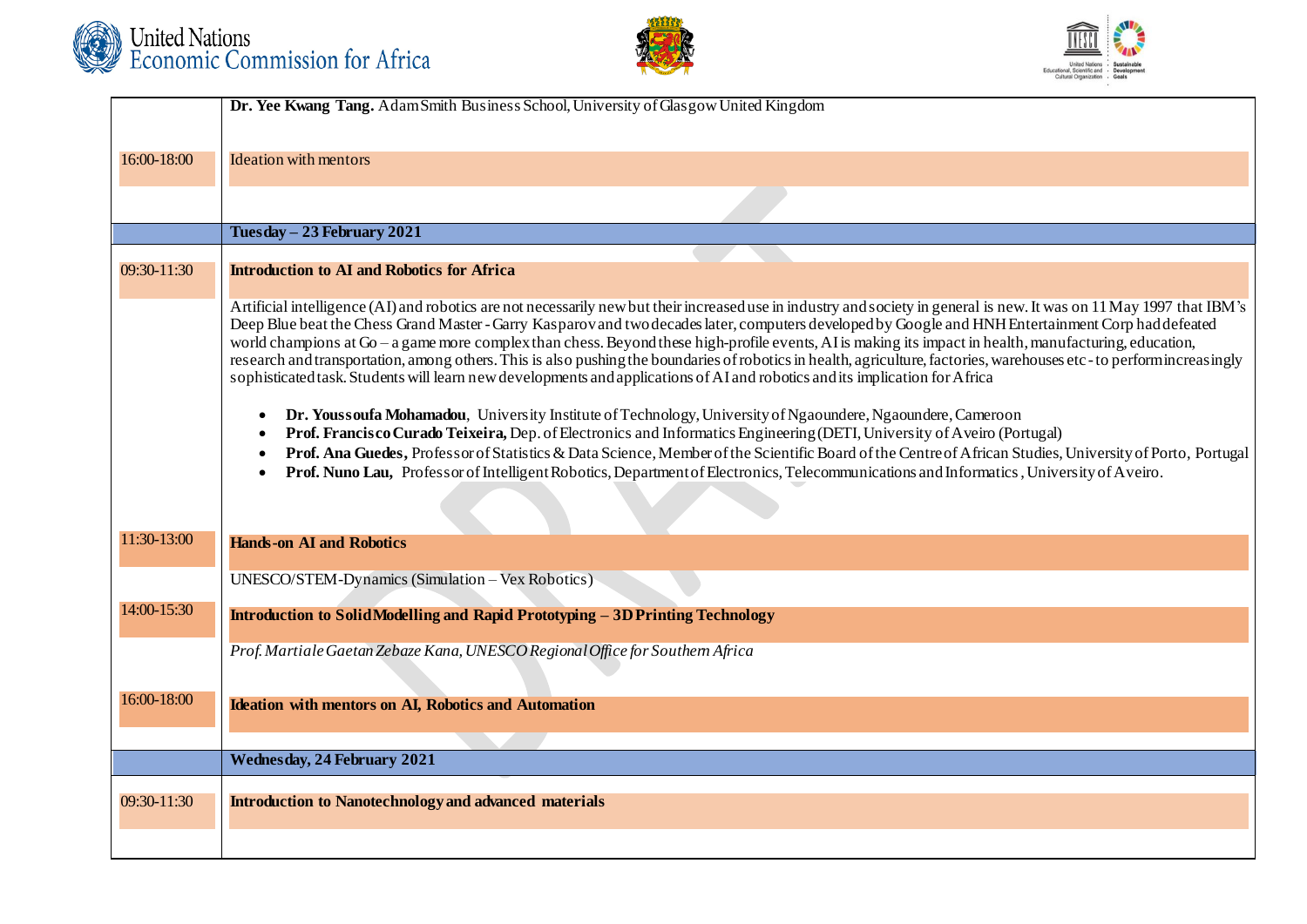| | |
|---|---|
| | **Dr. Yee Kwang Tang.** Adam Smith Business School, University of Glasgow United Kingdom |
| 16:00-18:00 | Ideation with mentors |
| | **Tuesday – 23 February 2021** |
| 09:30-11:30 | **Introduction to AI and Robotics for Africa**<br><br>Artificial intelligence (AI) and robotics are not necessarily new but their increased use in industry and society in general is new. It was on 11 May 1997 that IBM's Deep Blue beat the Chess Grand Master - Garry Kasparov and two decades later, computers developed by Google and HNH Entertainment Corp had defeated world champions at Go – a game more complex than chess. Beyond these high-profile events, AI is making its impact in health, manufacturing, education, research and transportation, among others. This is also pushing the boundaries of robotics in health, agriculture, factories, warehouses etc - to perform increasingly sophisticated task. Students will learn new developments and applications of AI and robotics and its implication for Africa<br><br>• **Dr. Youssoufa Mohamadou**, University Institute of Technology, University of Ngaoundere, Ngaoundere, Cameroon<br>• **Prof. Francisco Curado Teixeira,** Dep. of Electronics and Informatics Engineering (DETI, University of Aveiro (Portugal)<br>• **Prof. Ana Guedes,** Professor of Statistics & Data Science, Member of the Scientific Board of the Centre of African Studies, University of Porto, Portugal<br>• **Prof. Nuno Lau,** Professor of Intelligent Robotics, Department of Electronics, Telecommunications and Informatics, University of Aveiro. |
| 11:30-13:00 | **Hands-on AI and Robotics**<br><br>UNESCO/STEM-Dynamics (Simulation – Vex Robotics) |
| 14:00-15:30 | **Introduction to Solid Modelling and Rapid Prototyping – 3D Printing Technology**<br><br>*Prof. Martiale Gaetan Zebaze Kana, UNESCO Regional Office for Southern Africa* |
| 16:00-18:00 | **Ideation with mentors on AI, Robotics and Automation** |
| | **Wednesday, 24 February 2021** |
| 09:30-11:30 | **Introduction to Nanotechnology and advanced materials** |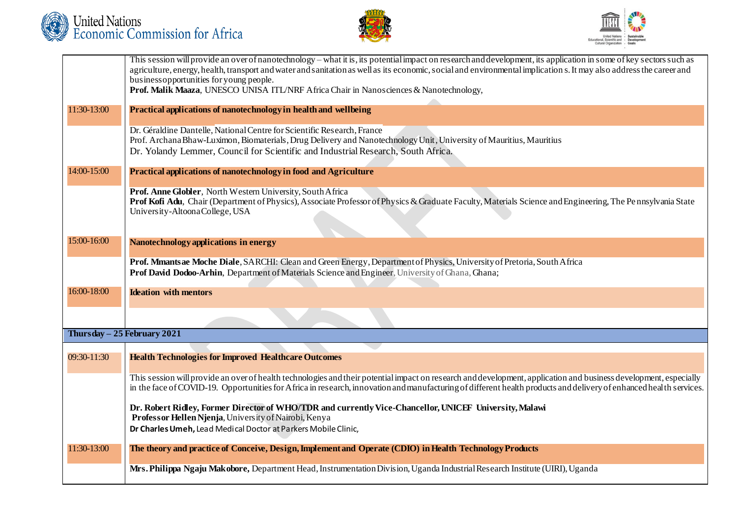| | |
|---|---|
| | This session will provide an over of nanotechnology – what it is, its potential impact on research and development, its application in some of key sectors such as agriculture, energy, health, transport and water and sanitation as well as its economic, social and environmental implication s. It may also address the career and business opportunities for young people.<br>**Prof. Malik Maaza**, UNESCO UNISA ITL/NRF Africa Chair in Nanosciences & Nanotechnology, |
| 11:30-13:00 | **Practical applications of nanotechnology in health and wellbeing** |
| | Dr. Géraldine Dantelle, National Centre for Scientific Research, France<br>Prof. Archana Bhaw-Luximon, Biomaterials, Drug Delivery and Nanotechnology Unit, University of Mauritius, Mauritius<br>Dr. Yolandy Lemmer, Council for Scientific and Industrial Research, South Africa. |
| 14:00-15:00 | **Practical applications of nanotechnology in food and Agriculture** |
| | **Prof. Anne Globler**, North Western University, South Africa<br>**Prof Kofi Adu**, Chair (Department of Physics), Associate Professor of Physics & Graduate Faculty, Materials Science and Engineering, The Pennsylvania State University-Altoona College, USA |
| 15:00-16:00 | **Nanotechnology applications in energy** |
| | **Prof. Mmantsae Moche Diale**, SARCHI: Clean and Green Energy, Department of Physics, University of Pretoria, South Africa<br>**Prof David Dodoo-Arhin**, Department of Materials Science and Engineer, University of Ghana, Ghana; |
| 16:00-18:00 | **Ideation with mentors** |
| **Thursday – 25 February 2021** | |
| 09:30-11:30 | **Health Technologies for Improved Healthcare Outcomes** |
| | This session will provide an over of health technologies and their potential impact on research and development, application and business development, especially in the face of COVID-19. Opportunities for Africa in research, innovation and manufacturing of different health products and delivery of enhanced health services.<br>**Dr. Robert Ridley, Former Director of WHO/TDR and currently Vice-Chancellor, UNICEF University, Malawi**<br>**Professor Hellen Njenja**, University of Nairobi, Kenya<br>**Dr Charles Umeh,** Lead Medical Doctor at Parkers Mobile Clinic, |
| 11:30-13:00 | **The theory and practice of Conceive, Design, Implement and Operate (CDIO) in Health Technology Products** |
| | **Mrs. Philippa Ngaju Makobore,** Department Head, Instrumentation Division, Uganda Industrial Research Institute (UIRI), Uganda |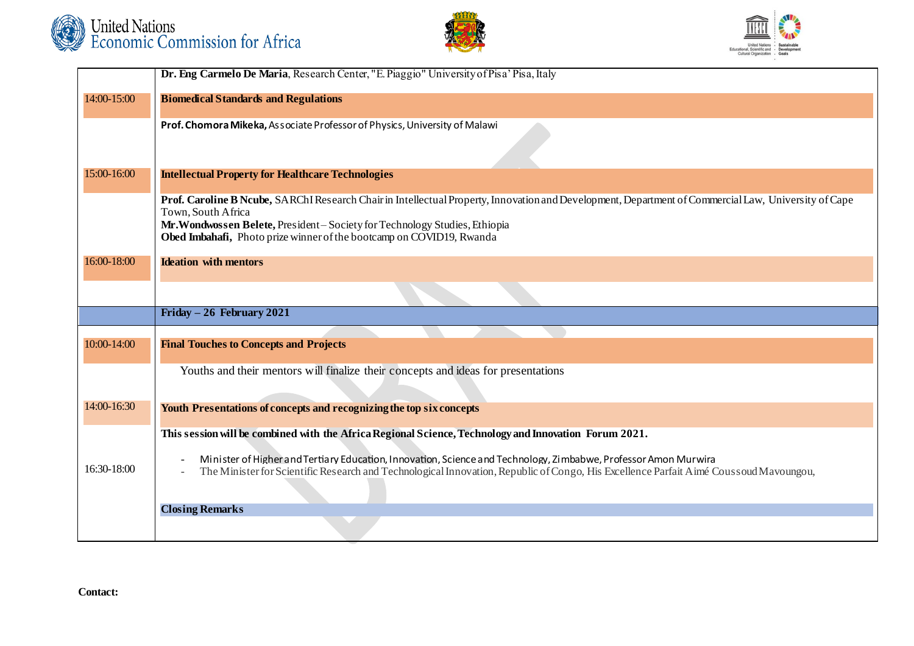| | |
|---|---|
| | **Dr. Eng Carmelo De Maria**, Research Center, "E. Piaggio" University of Pisa' Pisa, Italy |
| 14:00-15:00 | **Biomedical Standards and Regulations** |
| | **Prof. Chomora Mikeka,** Associate Professor of Physics, University of Malawi |
| 15:00-16:00 | **Intellectual Property for Healthcare Technologies** |
| | **Prof. Caroline B Ncube,** SARChI Research Chair in Intellectual Property, Innovation and Development, Department of Commercial Law, University of Cape Town, South Africa<br>**Mr.Wondwossen Belete,** President – Society for Technology Studies, Ethiopia<br>**Obed Imbahafi,** Photo prize winner of the bootcamp on COVID19, Rwanda |
| 16:00-18:00 | **Ideation with mentors** |
| | **Friday – 26 February 2021** |
| 10:00-14:00 | **Final Touches to Concepts and Projects** |
| | Youths and their mentors will finalize their concepts and ideas for presentations |
| 14:00-16:30 | **Youth Presentations of concepts and recognizing the top six concepts** |
| | **This session will be combined with the Africa Regional Science, Technology and Innovation Forum 2021.** |
| 16:30-18:00 | - Minister of Higher and Tertiary Education, Innovation, Science and Technology, Zimbabwe, Professor Amon Murwira<br>- The Minister for Scientific Research and Technological Innovation, Republic of Congo, His Excellence Parfait Aimé Coussoud Mavoungou, |
| | **Closing Remarks** |

**Contact:**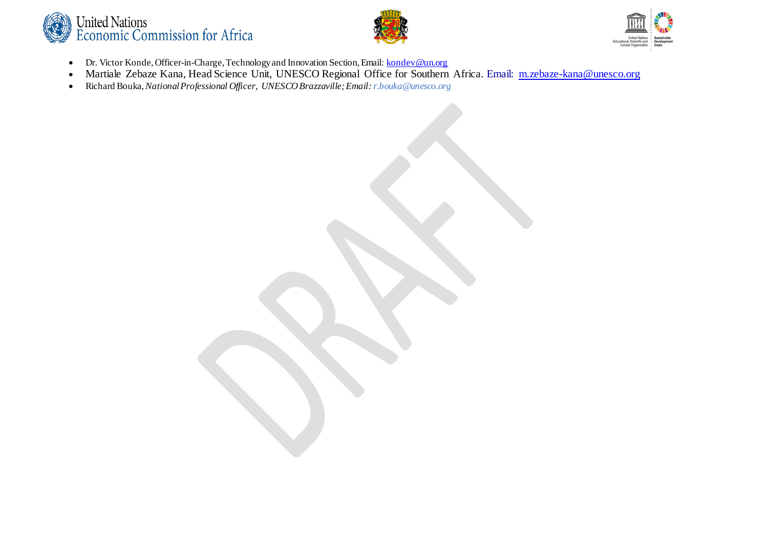- Dr. Victor Konde, Officer-in-Charge, Technology and Innovation Section, Email: kondev@un.org
- Martiale Zebaze Kana, Head Science Unit, UNESCO Regional Office for Southern Africa. Email: m.zebaze-kana@unesco.org
- Richard Bouka, *National Professional Officer, UNESCO Brazzaville; Email: r.bouka@unesco.org*